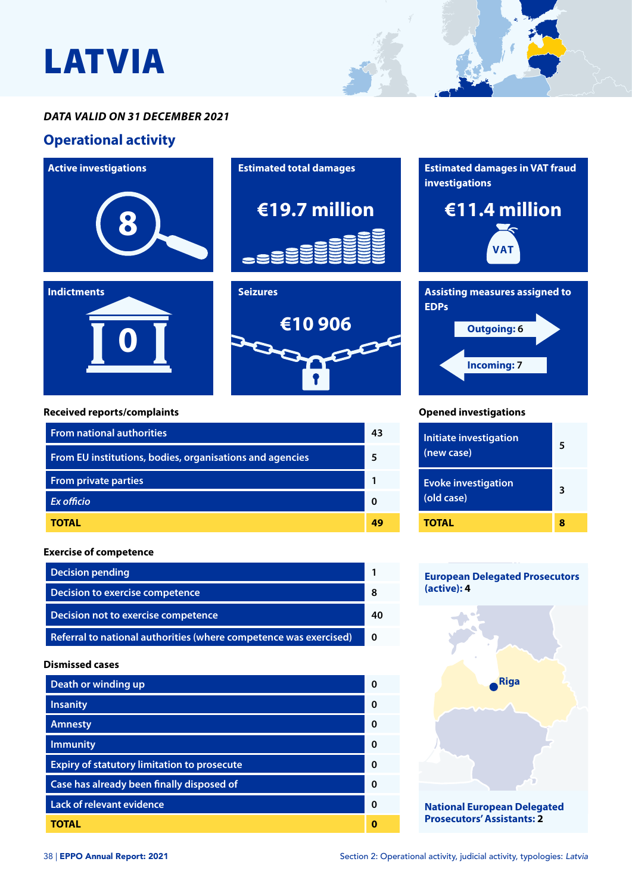# LATVIA

***DATA VALID ON 31 DECEMBER 2021***

## Operational activity

**Active investigations**

8

**Estimated total damages**

€19.7 million

**Estimated damages in VAT fraud investigations**

€11.4 million

**Indictments**

0

**Seizures**

€10 906

**Assisting measures assigned to EDPs**

Outgoing: 6

Incoming: 7

**Received reports/complaints**

| | |
|---|---|
| From national authorities | 43 |
| From EU institutions, bodies, organisations and agencies | 5 |
| From private parties | 1 |
| *Ex officio* | 0 |
| **TOTAL** | **49** |

**Opened investigations**

| | |
|---|---|
| Initiate investigation (new case) | 5 |
| Evoke investigation (old case) | 3 |
| **TOTAL** | **8** |

**Exercise of competence**

| | |
|---|---|
| Decision pending | 1 |
| Decision to exercise competence | 8 |
| Decision not to exercise competence | 40 |
| Referral to national authorities (where competence was exercised) | 0 |

**Dismissed cases**

| | |
|---|---|
| Death or winding up | 0 |
| Insanity | 0 |
| Amnesty | 0 |
| Immunity | 0 |
| Expiry of statutory limitation to prosecute | 0 |
| Case has already been finally disposed of | 0 |
| Lack of relevant evidence | 0 |
| **TOTAL** | **0** |

**European Delegated Prosecutors (active): 4**

Riga

**National European Delegated Prosecutors' Assistants: 2**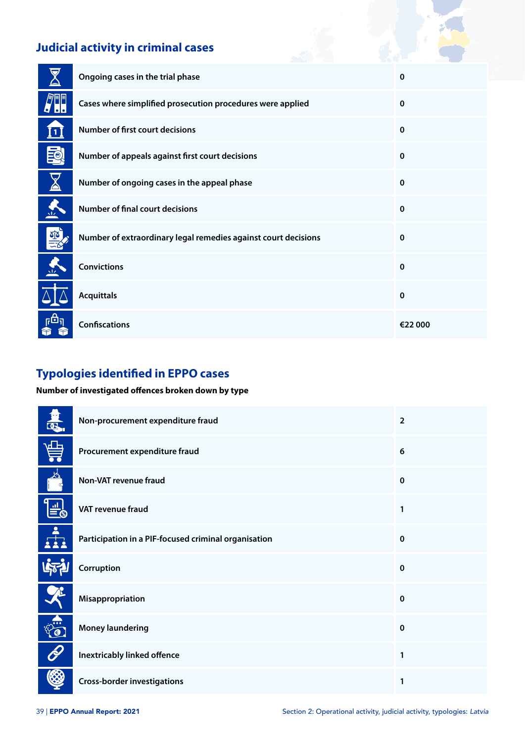## Judicial activity in criminal cases

| | |
|---|---|
| Ongoing cases in the trial phase | 0 |
| Cases where simplified prosecution procedures were applied | 0 |
| Number of first court decisions | 0 |
| Number of appeals against first court decisions | 0 |
| Number of ongoing cases in the appeal phase | 0 |
| Number of final court decisions | 0 |
| Number of extraordinary legal remedies against court decisions | 0 |
| Convictions | 0 |
| Acquittals | 0 |
| Confiscations | €22 000 |

## Typologies identified in EPPO cases

**Number of investigated offences broken down by type**

| | |
|---|---|
| Non-procurement expenditure fraud | 2 |
| Procurement expenditure fraud | 6 |
| Non-VAT revenue fraud | 0 |
| VAT revenue fraud | 1 |
| Participation in a PIF-focused criminal organisation | 0 |
| Corruption | 0 |
| Misappropriation | 0 |
| Money laundering | 0 |
| Inextricably linked offence | 1 |
| Cross-border investigations | 1 |